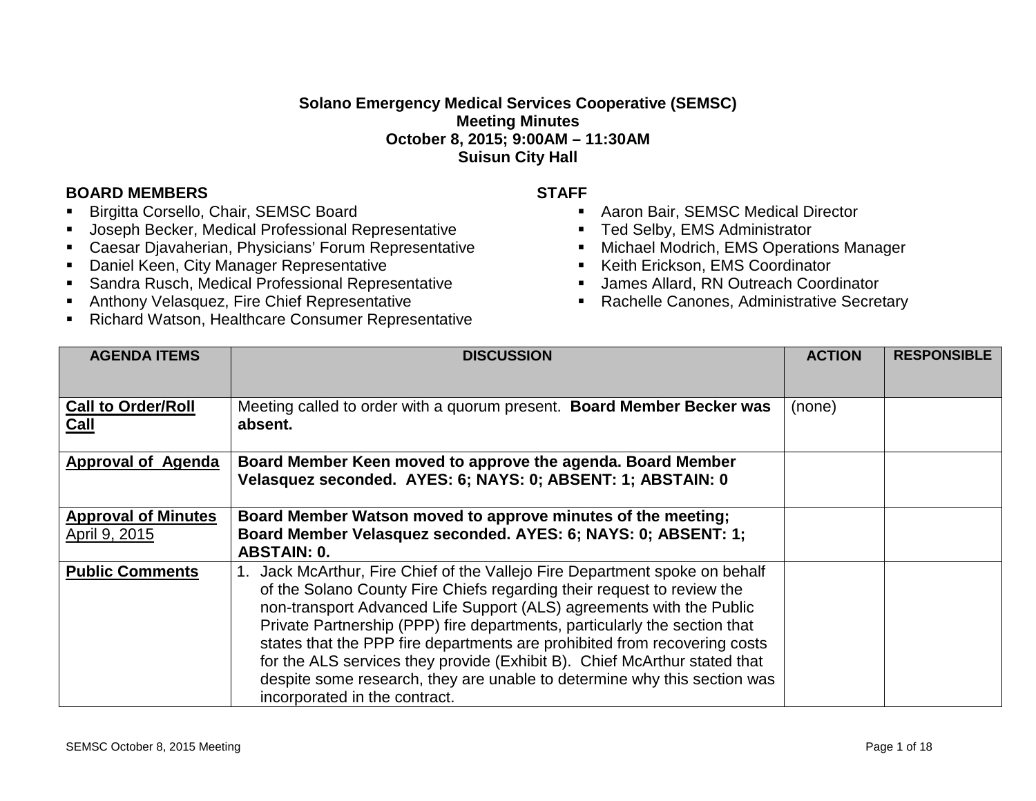**Solano Emergency Medical Services Cooperative (SEMSC)**
**Meeting Minutes**
**October 8, 2015; 9:00AM – 11:30AM**
**Suisun City Hall**

**BOARD MEMBERS**

- Birgitta Corsello, Chair, SEMSC Board
- Joseph Becker, Medical Professional Representative
- Caesar Djavaherian, Physicians' Forum Representative
- Daniel Keen, City Manager Representative
- Sandra Rusch, Medical Professional Representative
- Anthony Velasquez, Fire Chief Representative
- Richard Watson, Healthcare Consumer Representative

**STAFF**

- Aaron Bair, SEMSC Medical Director
- Ted Selby, EMS Administrator
- Michael Modrich, EMS Operations Manager
- Keith Erickson, EMS Coordinator
- James Allard, RN Outreach Coordinator
- Rachelle Canones, Administrative Secretary

| AGENDA ITEMS | DISCUSSION | ACTION | RESPONSIBLE |
|---|---|---|---|
| **Call to Order/Roll Call** | Meeting called to order with a quorum present. **Board Member Becker was absent.** | (none) | |
| **Approval of Agenda** | **Board Member Keen moved to approve the agenda. Board Member Velasquez seconded. AYES: 6; NAYS: 0; ABSENT: 1; ABSTAIN: 0** | | |
| **Approval of Minutes** April 9, 2015 | **Board Member Watson moved to approve minutes of the meeting; Board Member Velasquez seconded. AYES: 6; NAYS: 0; ABSENT: 1; ABSTAIN: 0.** | | |
| **Public Comments** | 1. Jack McArthur, Fire Chief of the Vallejo Fire Department spoke on behalf of the Solano County Fire Chiefs regarding their request to review the non-transport Advanced Life Support (ALS) agreements with the Public Private Partnership (PPP) fire departments, particularly the section that states that the PPP fire departments are prohibited from recovering costs for the ALS services they provide (Exhibit B). Chief McArthur stated that despite some research, they are unable to determine why this section was incorporated in the contract. | | |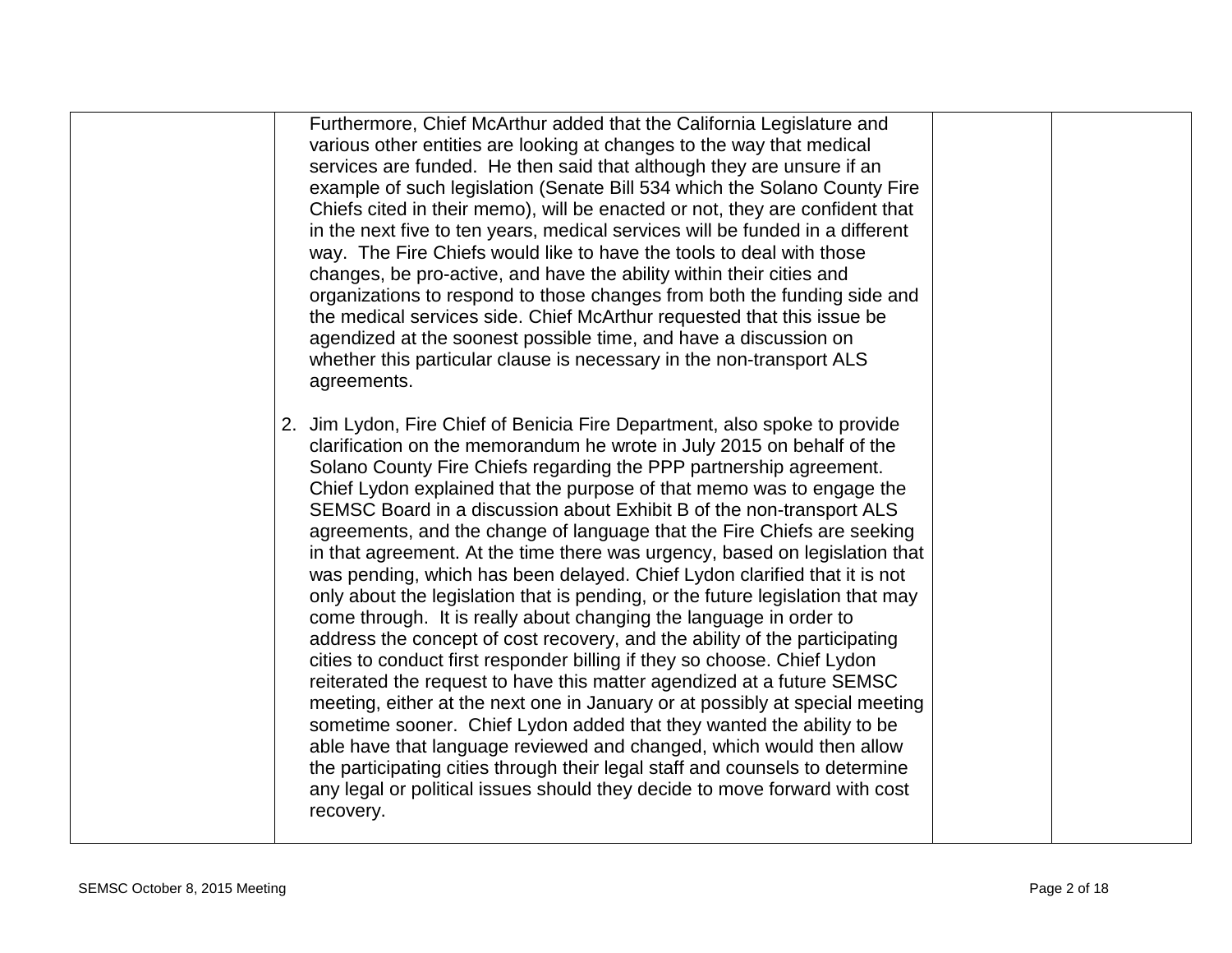| | | | |
|---|---|---|---|
| | Furthermore, Chief McArthur added that the California Legislature and various other entities are looking at changes to the way that medical services are funded. He then said that although they are unsure if an example of such legislation (Senate Bill 534 which the Solano County Fire Chiefs cited in their memo), will be enacted or not, they are confident that in the next five to ten years, medical services will be funded in a different way. The Fire Chiefs would like to have the tools to deal with those changes, be pro-active, and have the ability within their cities and organizations to respond to those changes from both the funding side and the medical services side. Chief McArthur requested that this issue be agendized at the soonest possible time, and have a discussion on whether this particular clause is necessary in the non-transport ALS agreements.<br><br>2. Jim Lydon, Fire Chief of Benicia Fire Department, also spoke to provide clarification on the memorandum he wrote in July 2015 on behalf of the Solano County Fire Chiefs regarding the PPP partnership agreement. Chief Lydon explained that the purpose of that memo was to engage the SEMSC Board in a discussion about Exhibit B of the non-transport ALS agreements, and the change of language that the Fire Chiefs are seeking in that agreement. At the time there was urgency, based on legislation that was pending, which has been delayed. Chief Lydon clarified that it is not only about the legislation that is pending, or the future legislation that may come through. It is really about changing the language in order to address the concept of cost recovery, and the ability of the participating cities to conduct first responder billing if they so choose. Chief Lydon reiterated the request to have this matter agendized at a future SEMSC meeting, either at the next one in January or at possibly at special meeting sometime sooner. Chief Lydon added that they wanted the ability to be able have that language reviewed and changed, which would then allow the participating cities through their legal staff and counsels to determine any legal or political issues should they decide to move forward with cost recovery. | | |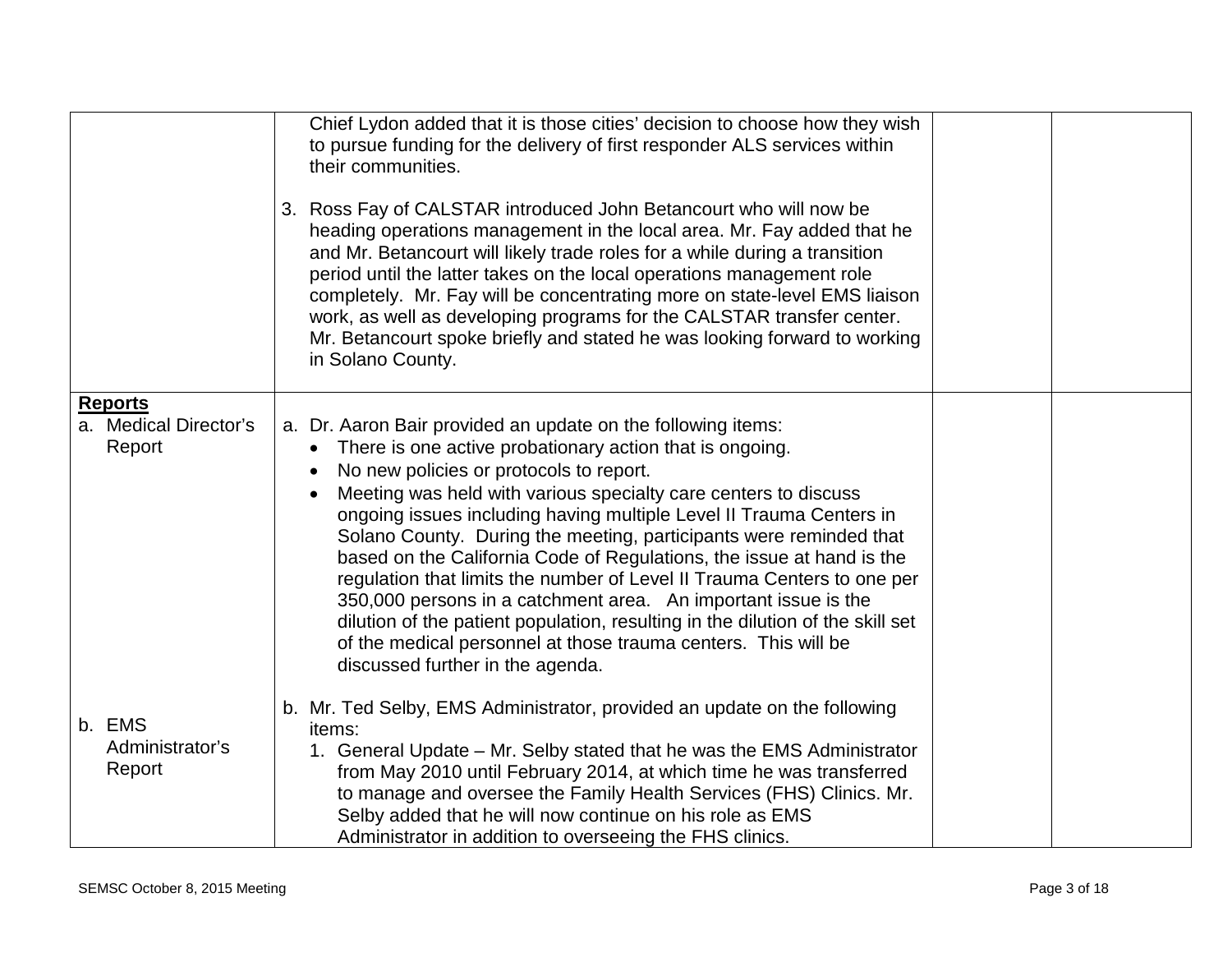| | | | |
|---|---|---|---|
| | Chief Lydon added that it is those cities' decision to choose how they wish to pursue funding for the delivery of first responder ALS services within their communities.<br><br>3. Ross Fay of CALSTAR introduced John Betancourt who will now be heading operations management in the local area. Mr. Fay added that he and Mr. Betancourt will likely trade roles for a while during a transition period until the latter takes on the local operations management role completely. Mr. Fay will be concentrating more on state-level EMS liaison work, as well as developing programs for the CALSTAR transfer center. Mr. Betancourt spoke briefly and stated he was looking forward to working in Solano County. | | |
| **Reports**<br>a. Medical Director's Report<br><br><br><br><br><br><br><br><br><br><br><br>b. EMS Administrator's Report | a. Dr. Aaron Bair provided an update on the following items:<br>• There is one active probationary action that is ongoing.<br>• No new policies or protocols to report.<br>• Meeting was held with various specialty care centers to discuss ongoing issues including having multiple Level II Trauma Centers in Solano County. During the meeting, participants were reminded that based on the California Code of Regulations, the issue at hand is the regulation that limits the number of Level II Trauma Centers to one per 350,000 persons in a catchment area. An important issue is the dilution of the patient population, resulting in the dilution of the skill set of the medical personnel at those trauma centers. This will be discussed further in the agenda.<br><br>b. Mr. Ted Selby, EMS Administrator, provided an update on the following items:<br>1. General Update – Mr. Selby stated that he was the EMS Administrator from May 2010 until February 2014, at which time he was transferred to manage and oversee the Family Health Services (FHS) Clinics. Mr. Selby added that he will now continue on his role as EMS Administrator in addition to overseeing the FHS clinics. | | |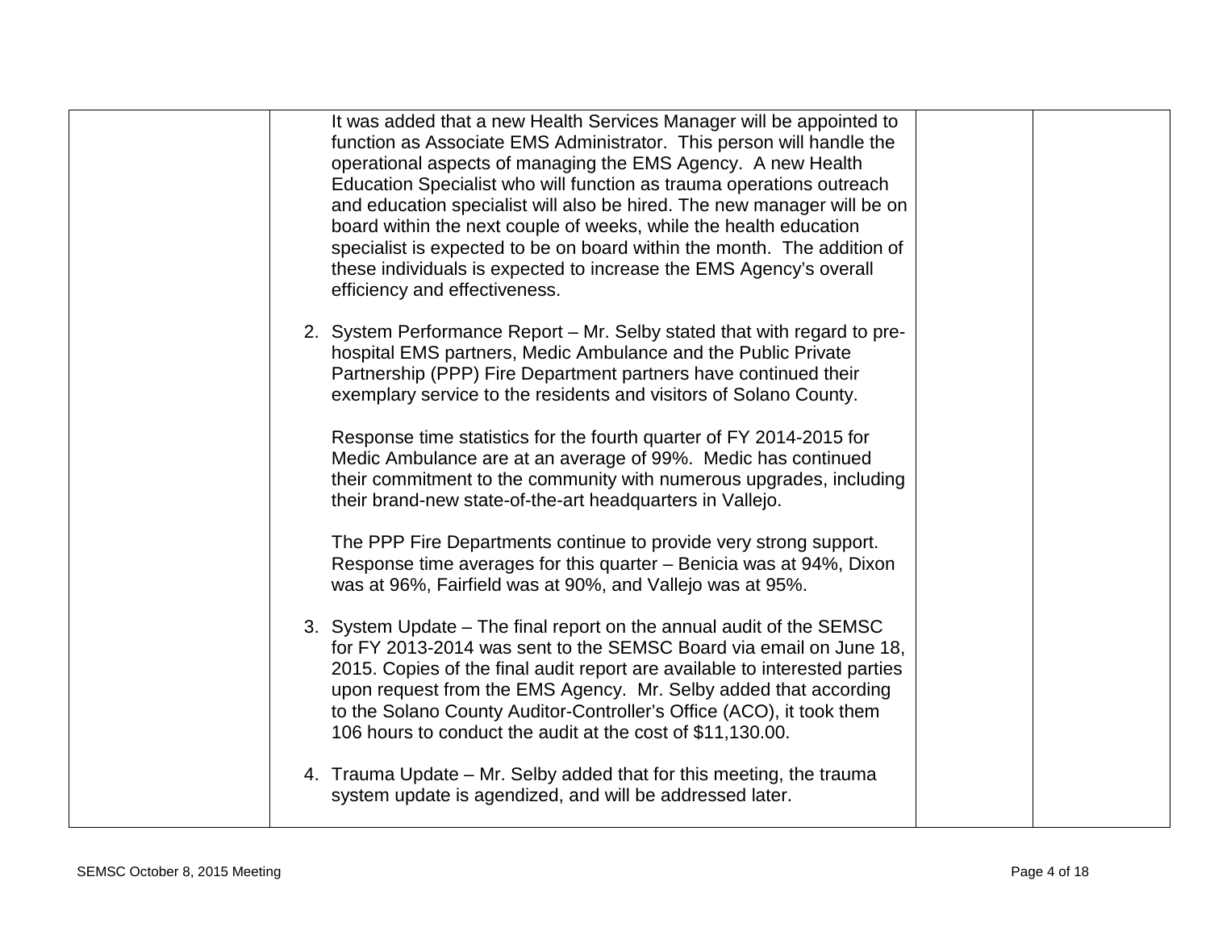| | | | |
|---|---|---|---|
| | It was added that a new Health Services Manager will be appointed to function as Associate EMS Administrator. This person will handle the operational aspects of managing the EMS Agency. A new Health Education Specialist who will function as trauma operations outreach and education specialist will also be hired. The new manager will be on board within the next couple of weeks, while the health education specialist is expected to be on board within the month. The addition of these individuals is expected to increase the EMS Agency's overall efficiency and effectiveness.<br><br>2. System Performance Report – Mr. Selby stated that with regard to pre-hospital EMS partners, Medic Ambulance and the Public Private Partnership (PPP) Fire Department partners have continued their exemplary service to the residents and visitors of Solano County.<br><br>Response time statistics for the fourth quarter of FY 2014-2015 for Medic Ambulance are at an average of 99%. Medic has continued their commitment to the community with numerous upgrades, including their brand-new state-of-the-art headquarters in Vallejo.<br><br>The PPP Fire Departments continue to provide very strong support. Response time averages for this quarter – Benicia was at 94%, Dixon was at 96%, Fairfield was at 90%, and Vallejo was at 95%.<br><br>3. System Update – The final report on the annual audit of the SEMSC for FY 2013-2014 was sent to the SEMSC Board via email on June 18, 2015. Copies of the final audit report are available to interested parties upon request from the EMS Agency. Mr. Selby added that according to the Solano County Auditor-Controller's Office (ACO), it took them 106 hours to conduct the audit at the cost of $11,130.00.<br><br>4. Trauma Update – Mr. Selby added that for this meeting, the trauma system update is agendized, and will be addressed later. | | |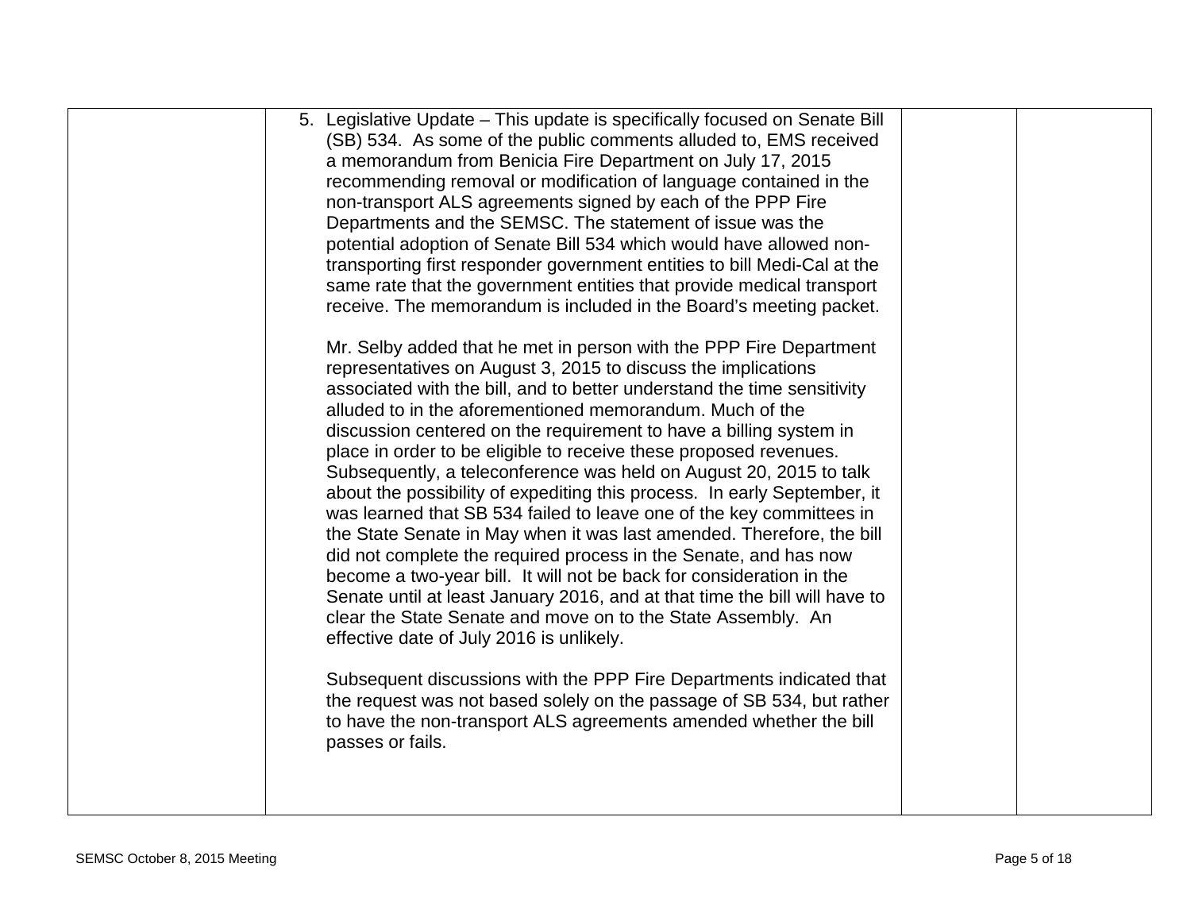| | | | |
|---|---|---|---|
| | 5. Legislative Update – This update is specifically focused on Senate Bill (SB) 534. As some of the public comments alluded to, EMS received a memorandum from Benicia Fire Department on July 17, 2015 recommending removal or modification of language contained in the non-transport ALS agreements signed by each of the PPP Fire Departments and the SEMSC. The statement of issue was the potential adoption of Senate Bill 534 which would have allowed non-transporting first responder government entities to bill Medi-Cal at the same rate that the government entities that provide medical transport receive. The memorandum is included in the Board's meeting packet.<br><br>Mr. Selby added that he met in person with the PPP Fire Department representatives on August 3, 2015 to discuss the implications associated with the bill, and to better understand the time sensitivity alluded to in the aforementioned memorandum. Much of the discussion centered on the requirement to have a billing system in place in order to be eligible to receive these proposed revenues. Subsequently, a teleconference was held on August 20, 2015 to talk about the possibility of expediting this process. In early September, it was learned that SB 534 failed to leave one of the key committees in the State Senate in May when it was last amended. Therefore, the bill did not complete the required process in the Senate, and has now become a two-year bill. It will not be back for consideration in the Senate until at least January 2016, and at that time the bill will have to clear the State Senate and move on to the State Assembly. An effective date of July 2016 is unlikely.<br><br>Subsequent discussions with the PPP Fire Departments indicated that the request was not based solely on the passage of SB 534, but rather to have the non-transport ALS agreements amended whether the bill passes or fails. | | |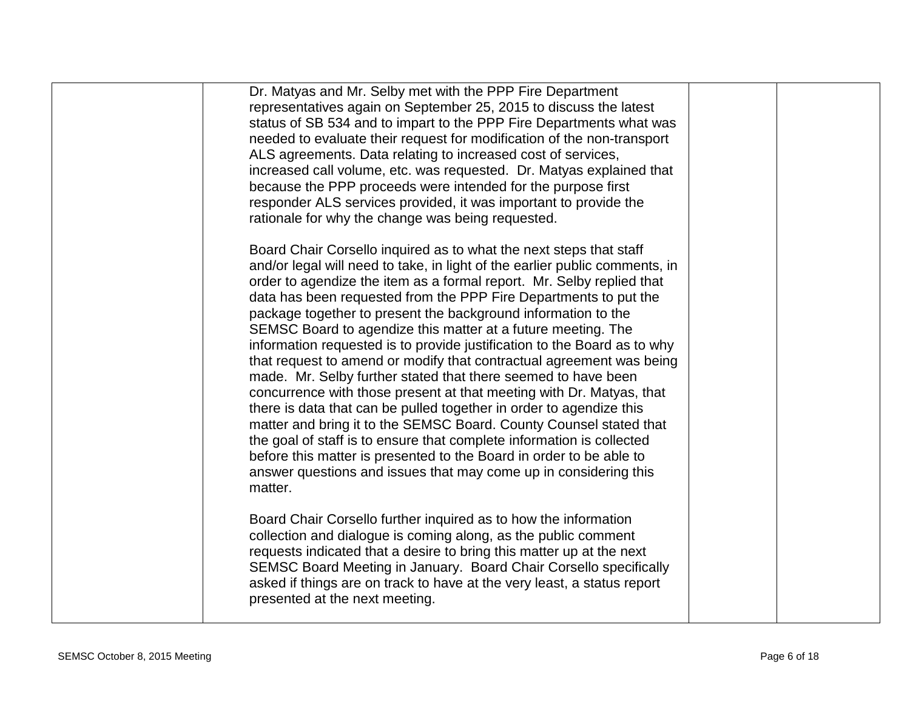| | | | |
|---|---|---|---|
| | Dr. Matyas and Mr. Selby met with the PPP Fire Department representatives again on September 25, 2015 to discuss the latest status of SB 534 and to impart to the PPP Fire Departments what was needed to evaluate their request for modification of the non-transport ALS agreements. Data relating to increased cost of services, increased call volume, etc. was requested. Dr. Matyas explained that because the PPP proceeds were intended for the purpose first responder ALS services provided, it was important to provide the rationale for why the change was being requested.<br><br>Board Chair Corsello inquired as to what the next steps that staff and/or legal will need to take, in light of the earlier public comments, in order to agendize the item as a formal report. Mr. Selby replied that data has been requested from the PPP Fire Departments to put the package together to present the background information to the SEMSC Board to agendize this matter at a future meeting. The information requested is to provide justification to the Board as to why that request to amend or modify that contractual agreement was being made. Mr. Selby further stated that there seemed to have been concurrence with those present at that meeting with Dr. Matyas, that there is data that can be pulled together in order to agendize this matter and bring it to the SEMSC Board. County Counsel stated that the goal of staff is to ensure that complete information is collected before this matter is presented to the Board in order to be able to answer questions and issues that may come up in considering this matter.<br><br>Board Chair Corsello further inquired as to how the information collection and dialogue is coming along, as the public comment requests indicated that a desire to bring this matter up at the next SEMSC Board Meeting in January. Board Chair Corsello specifically asked if things are on track to have at the very least, a status report presented at the next meeting. | | |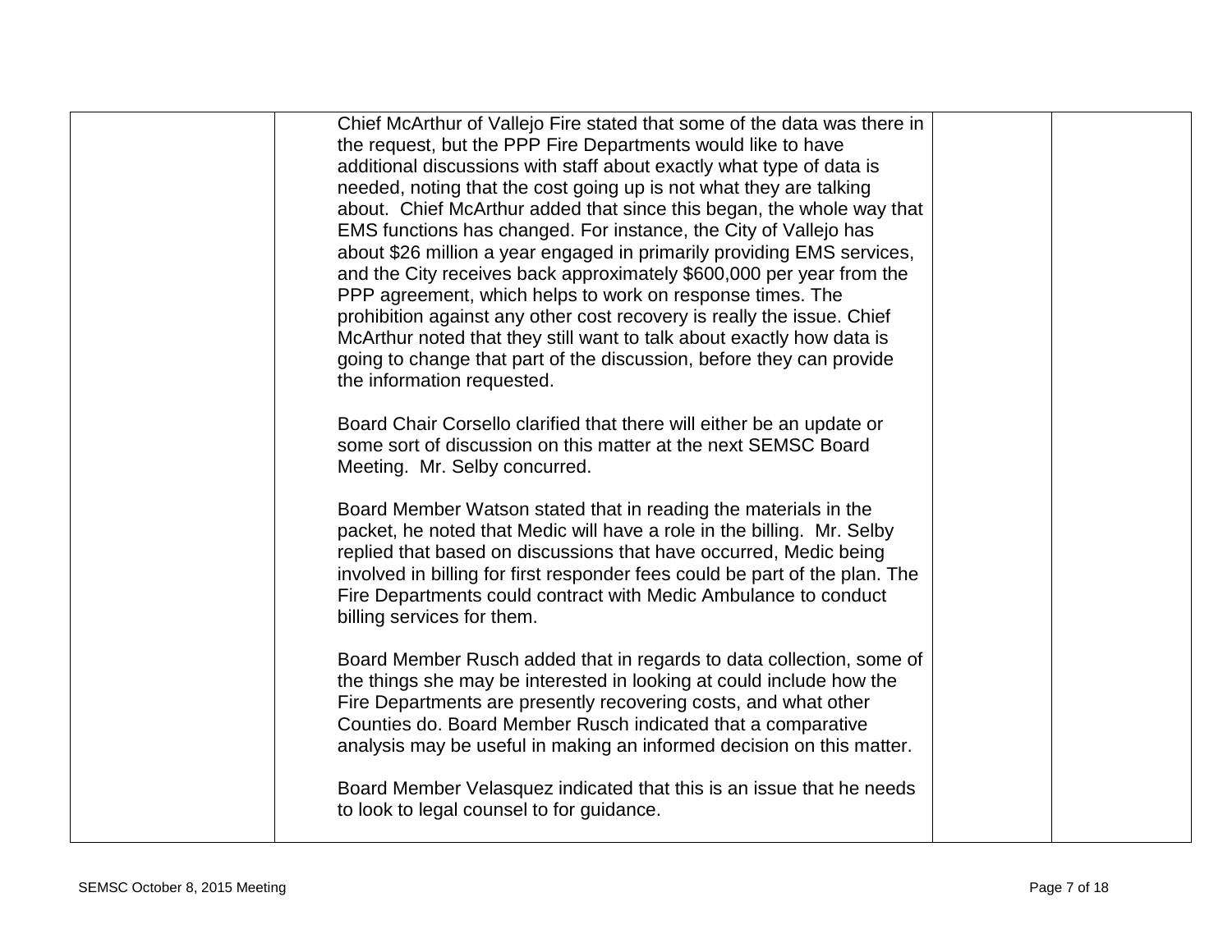| | | | |
|---|---|---|---|
| | Chief McArthur of Vallejo Fire stated that some of the data was there in the request, but the PPP Fire Departments would like to have additional discussions with staff about exactly what type of data is needed, noting that the cost going up is not what they are talking about. Chief McArthur added that since this began, the whole way that EMS functions has changed. For instance, the City of Vallejo has about $26 million a year engaged in primarily providing EMS services, and the City receives back approximately $600,000 per year from the PPP agreement, which helps to work on response times. The prohibition against any other cost recovery is really the issue. Chief McArthur noted that they still want to talk about exactly how data is going to change that part of the discussion, before they can provide the information requested.<br><br>Board Chair Corsello clarified that there will either be an update or some sort of discussion on this matter at the next SEMSC Board Meeting. Mr. Selby concurred.<br><br>Board Member Watson stated that in reading the materials in the packet, he noted that Medic will have a role in the billing. Mr. Selby replied that based on discussions that have occurred, Medic being involved in billing for first responder fees could be part of the plan. The Fire Departments could contract with Medic Ambulance to conduct billing services for them.<br><br>Board Member Rusch added that in regards to data collection, some of the things she may be interested in looking at could include how the Fire Departments are presently recovering costs, and what other Counties do. Board Member Rusch indicated that a comparative analysis may be useful in making an informed decision on this matter.<br><br>Board Member Velasquez indicated that this is an issue that he needs to look to legal counsel to for guidance. | | |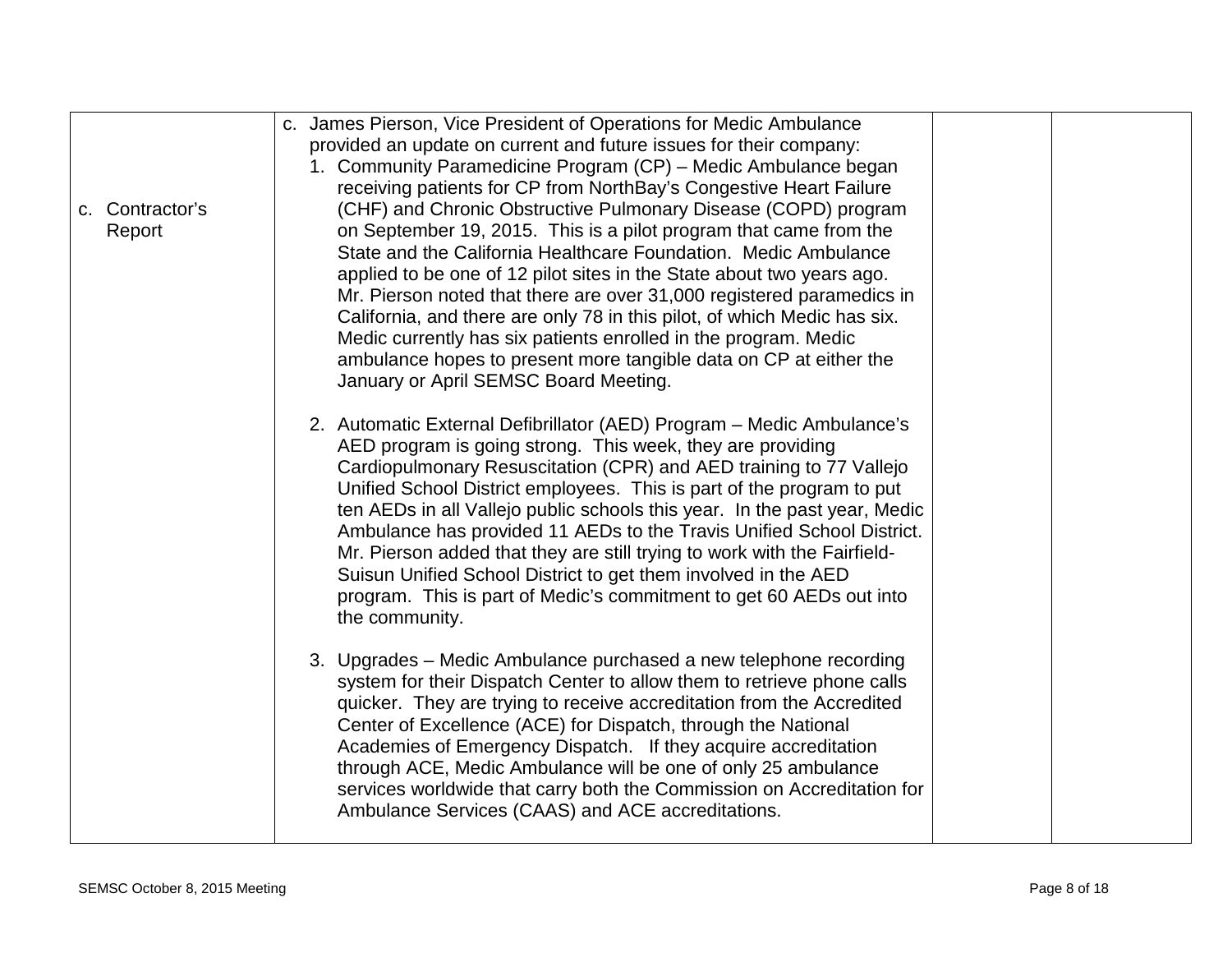| | | | |
|---|---|---|---|
| c. Contractor's Report | c. James Pierson, Vice President of Operations for Medic Ambulance provided an update on current and future issues for their company:<br>1. Community Paramedicine Program (CP) – Medic Ambulance began receiving patients for CP from NorthBay's Congestive Heart Failure (CHF) and Chronic Obstructive Pulmonary Disease (COPD) program on September 19, 2015. This is a pilot program that came from the State and the California Healthcare Foundation. Medic Ambulance applied to be one of 12 pilot sites in the State about two years ago. Mr. Pierson noted that there are over 31,000 registered paramedics in California, and there are only 78 in this pilot, of which Medic has six. Medic currently has six patients enrolled in the program. Medic ambulance hopes to present more tangible data on CP at either the January or April SEMSC Board Meeting.<br><br>2. Automatic External Defibrillator (AED) Program – Medic Ambulance's AED program is going strong. This week, they are providing Cardiopulmonary Resuscitation (CPR) and AED training to 77 Vallejo Unified School District employees. This is part of the program to put ten AEDs in all Vallejo public schools this year. In the past year, Medic Ambulance has provided 11 AEDs to the Travis Unified School District. Mr. Pierson added that they are still trying to work with the Fairfield-Suisun Unified School District to get them involved in the AED program. This is part of Medic's commitment to get 60 AEDs out into the community.<br><br>3. Upgrades – Medic Ambulance purchased a new telephone recording system for their Dispatch Center to allow them to retrieve phone calls quicker. They are trying to receive accreditation from the Accredited Center of Excellence (ACE) for Dispatch, through the National Academies of Emergency Dispatch. If they acquire accreditation through ACE, Medic Ambulance will be one of only 25 ambulance services worldwide that carry both the Commission on Accreditation for Ambulance Services (CAAS) and ACE accreditations. | | |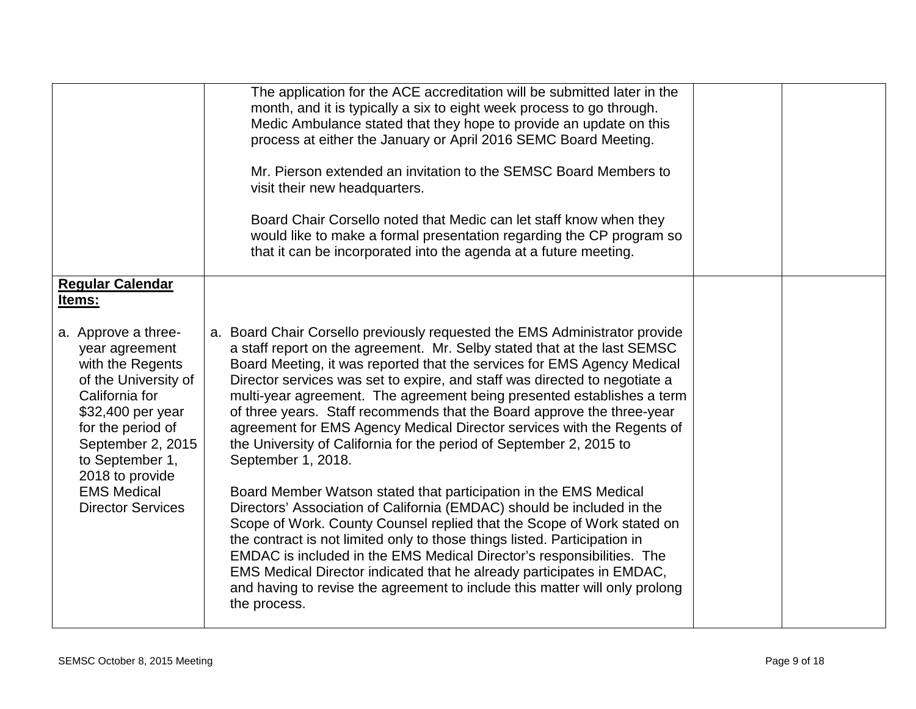|  |  |  |  |
|---|---|---|---|
|  | The application for the ACE accreditation will be submitted later in the month, and it is typically a six to eight week process to go through. Medic Ambulance stated that they hope to provide an update on this process at either the January or April 2016 SEMC Board Meeting.<br><br>Mr. Pierson extended an invitation to the SEMSC Board Members to visit their new headquarters.<br><br>Board Chair Corsello noted that Medic can let staff know when they would like to make a formal presentation regarding the CP program so that it can be incorporated into the agenda at a future meeting. |  |  |
| **Regular Calendar Items:**<br><br>a. Approve a three-year agreement with the Regents of the University of California for $32,400 per year for the period of September 2, 2015 to September 1, 2018 to provide EMS Medical Director Services | a. Board Chair Corsello previously requested the EMS Administrator provide a staff report on the agreement. Mr. Selby stated that at the last SEMSC Board Meeting, it was reported that the services for EMS Agency Medical Director services was set to expire, and staff was directed to negotiate a multi-year agreement. The agreement being presented establishes a term of three years. Staff recommends that the Board approve the three-year agreement for EMS Agency Medical Director services with the Regents of the University of California for the period of September 2, 2015 to September 1, 2018.<br><br>Board Member Watson stated that participation in the EMS Medical Directors' Association of California (EMDAC) should be included in the Scope of Work. County Counsel replied that the Scope of Work stated on the contract is not limited only to those things listed. Participation in EMDAC is included in the EMS Medical Director's responsibilities. The EMS Medical Director indicated that he already participates in EMDAC, and having to revise the agreement to include this matter will only prolong the process. |  |  |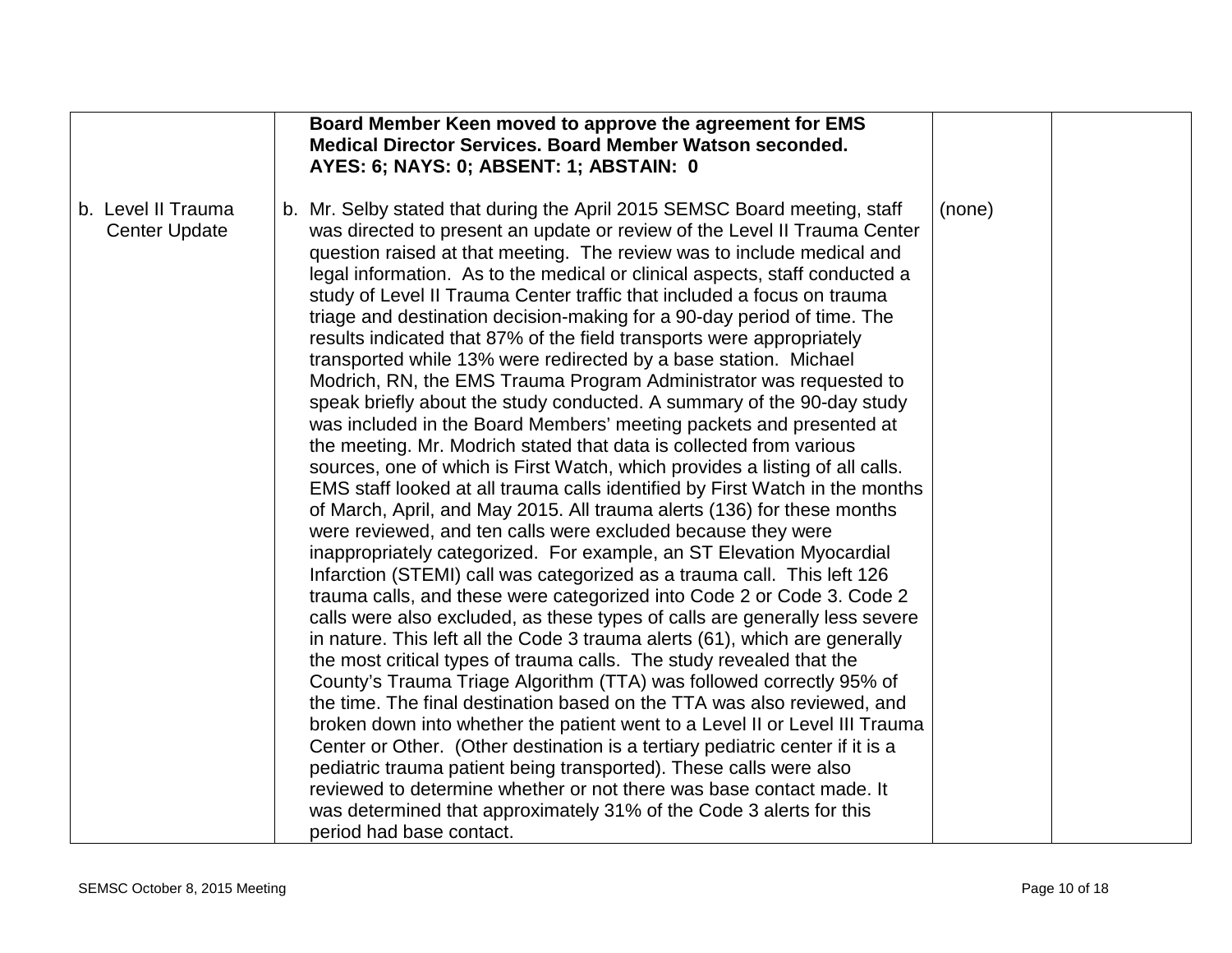| | | | |
|---|---|---|---|
| | **Board Member Keen moved to approve the agreement for EMS Medical Director Services. Board Member Watson seconded. AYES: 6; NAYS: 0; ABSENT: 1; ABSTAIN: 0** | | |
| b. Level II Trauma Center Update | b. Mr. Selby stated that during the April 2015 SEMSC Board meeting, staff was directed to present an update or review of the Level II Trauma Center question raised at that meeting. The review was to include medical and legal information. As to the medical or clinical aspects, staff conducted a study of Level II Trauma Center traffic that included a focus on trauma triage and destination decision-making for a 90-day period of time. The results indicated that 87% of the field transports were appropriately transported while 13% were redirected by a base station. Michael Modrich, RN, the EMS Trauma Program Administrator was requested to speak briefly about the study conducted. A summary of the 90-day study was included in the Board Members' meeting packets and presented at the meeting. Mr. Modrich stated that data is collected from various sources, one of which is First Watch, which provides a listing of all calls. EMS staff looked at all trauma calls identified by First Watch in the months of March, April, and May 2015. All trauma alerts (136) for these months were reviewed, and ten calls were excluded because they were inappropriately categorized. For example, an ST Elevation Myocardial Infarction (STEMI) call was categorized as a trauma call. This left 126 trauma calls, and these were categorized into Code 2 or Code 3. Code 2 calls were also excluded, as these types of calls are generally less severe in nature. This left all the Code 3 trauma alerts (61), which are generally the most critical types of trauma calls. The study revealed that the County's Trauma Triage Algorithm (TTA) was followed correctly 95% of the time. The final destination based on the TTA was also reviewed, and broken down into whether the patient went to a Level II or Level III Trauma Center or Other. (Other destination is a tertiary pediatric center if it is a pediatric trauma patient being transported). These calls were also reviewed to determine whether or not there was base contact made. It was determined that approximately 31% of the Code 3 alerts for this period had base contact. | (none) | |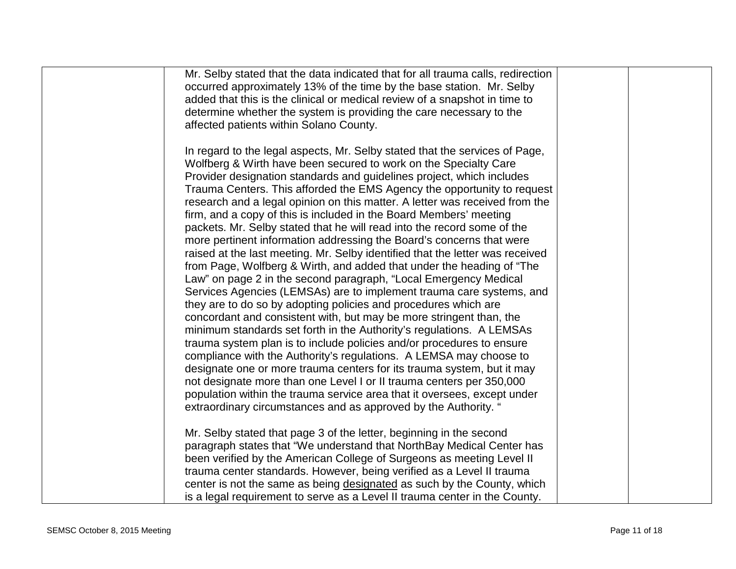| | | | |
|---|---|---|---|
| | Mr. Selby stated that the data indicated that for all trauma calls, redirection occurred approximately 13% of the time by the base station. Mr. Selby added that this is the clinical or medical review of a snapshot in time to determine whether the system is providing the care necessary to the affected patients within Solano County.<br><br>In regard to the legal aspects, Mr. Selby stated that the services of Page, Wolfberg & Wirth have been secured to work on the Specialty Care Provider designation standards and guidelines project, which includes Trauma Centers. This afforded the EMS Agency the opportunity to request research and a legal opinion on this matter. A letter was received from the firm, and a copy of this is included in the Board Members' meeting packets. Mr. Selby stated that he will read into the record some of the more pertinent information addressing the Board's concerns that were raised at the last meeting. Mr. Selby identified that the letter was received from Page, Wolfberg & Wirth, and added that under the heading of "The Law" on page 2 in the second paragraph, "Local Emergency Medical Services Agencies (LEMSAs) are to implement trauma care systems, and they are to do so by adopting policies and procedures which are concordant and consistent with, but may be more stringent than, the minimum standards set forth in the Authority's regulations. A LEMSAs trauma system plan is to include policies and/or procedures to ensure compliance with the Authority's regulations. A LEMSA may choose to designate one or more trauma centers for its trauma system, but it may not designate more than one Level I or II trauma centers per 350,000 population within the trauma service area that it oversees, except under extraordinary circumstances and as approved by the Authority. "<br><br>Mr. Selby stated that page 3 of the letter, beginning in the second paragraph states that "We understand that NorthBay Medical Center has been verified by the American College of Surgeons as meeting Level II trauma center standards. However, being verified as a Level II trauma center is not the same as being designated as such by the County, which is a legal requirement to serve as a Level II trauma center in the County. | | |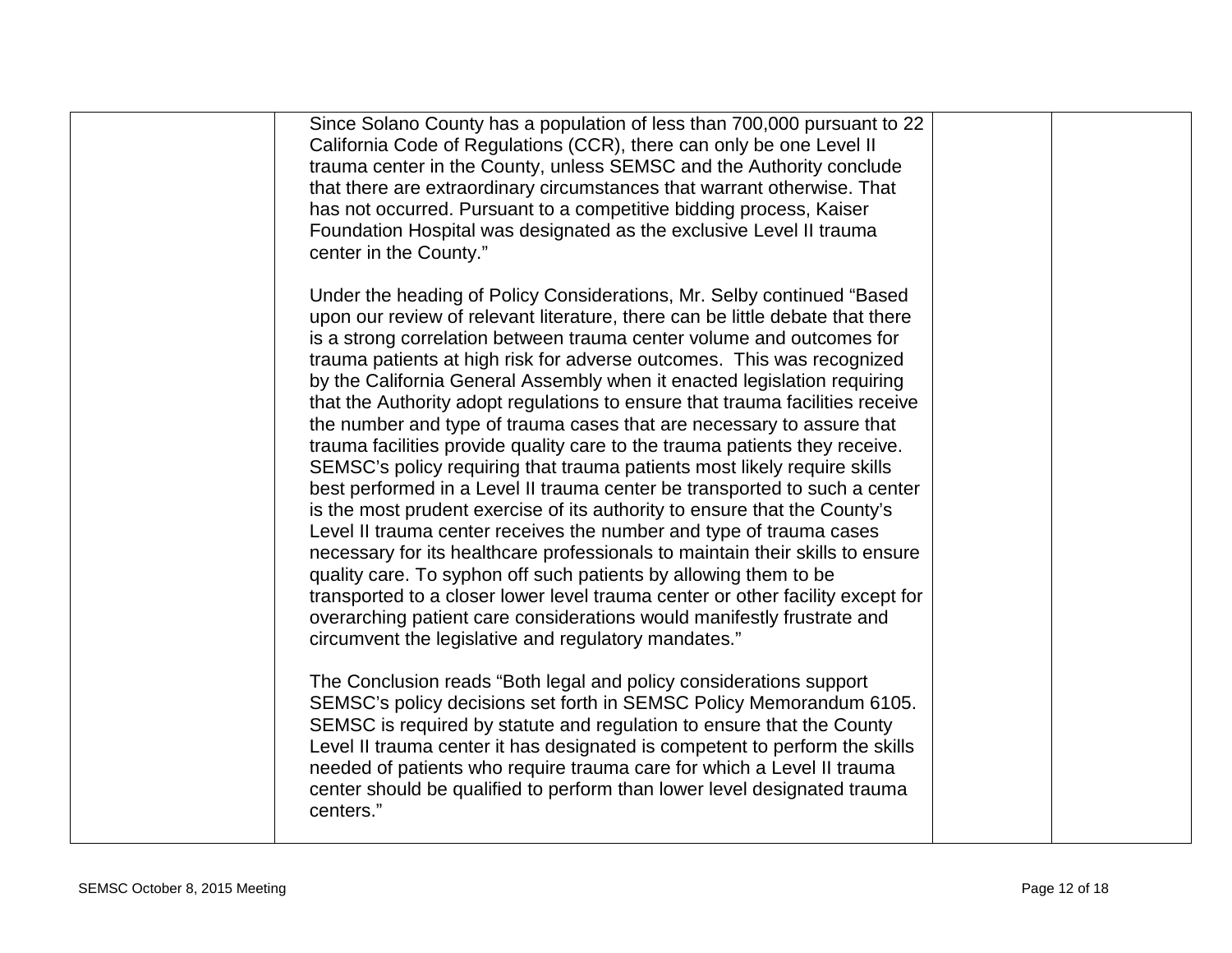| | | | |
|---|---|---|---|
| | Since Solano County has a population of less than 700,000 pursuant to 22 California Code of Regulations (CCR), there can only be one Level II trauma center in the County, unless SEMSC and the Authority conclude that there are extraordinary circumstances that warrant otherwise. That has not occurred. Pursuant to a competitive bidding process, Kaiser Foundation Hospital was designated as the exclusive Level II trauma center in the County."<br><br>Under the heading of Policy Considerations, Mr. Selby continued "Based upon our review of relevant literature, there can be little debate that there is a strong correlation between trauma center volume and outcomes for trauma patients at high risk for adverse outcomes. This was recognized by the California General Assembly when it enacted legislation requiring that the Authority adopt regulations to ensure that trauma facilities receive the number and type of trauma cases that are necessary to assure that trauma facilities provide quality care to the trauma patients they receive. SEMSC's policy requiring that trauma patients most likely require skills best performed in a Level II trauma center be transported to such a center is the most prudent exercise of its authority to ensure that the County's Level II trauma center receives the number and type of trauma cases necessary for its healthcare professionals to maintain their skills to ensure quality care. To syphon off such patients by allowing them to be transported to a closer lower level trauma center or other facility except for overarching patient care considerations would manifestly frustrate and circumvent the legislative and regulatory mandates."<br><br>The Conclusion reads "Both legal and policy considerations support SEMSC's policy decisions set forth in SEMSC Policy Memorandum 6105. SEMSC is required by statute and regulation to ensure that the County Level II trauma center it has designated is competent to perform the skills needed of patients who require trauma care for which a Level II trauma center should be qualified to perform than lower level designated trauma centers." | | |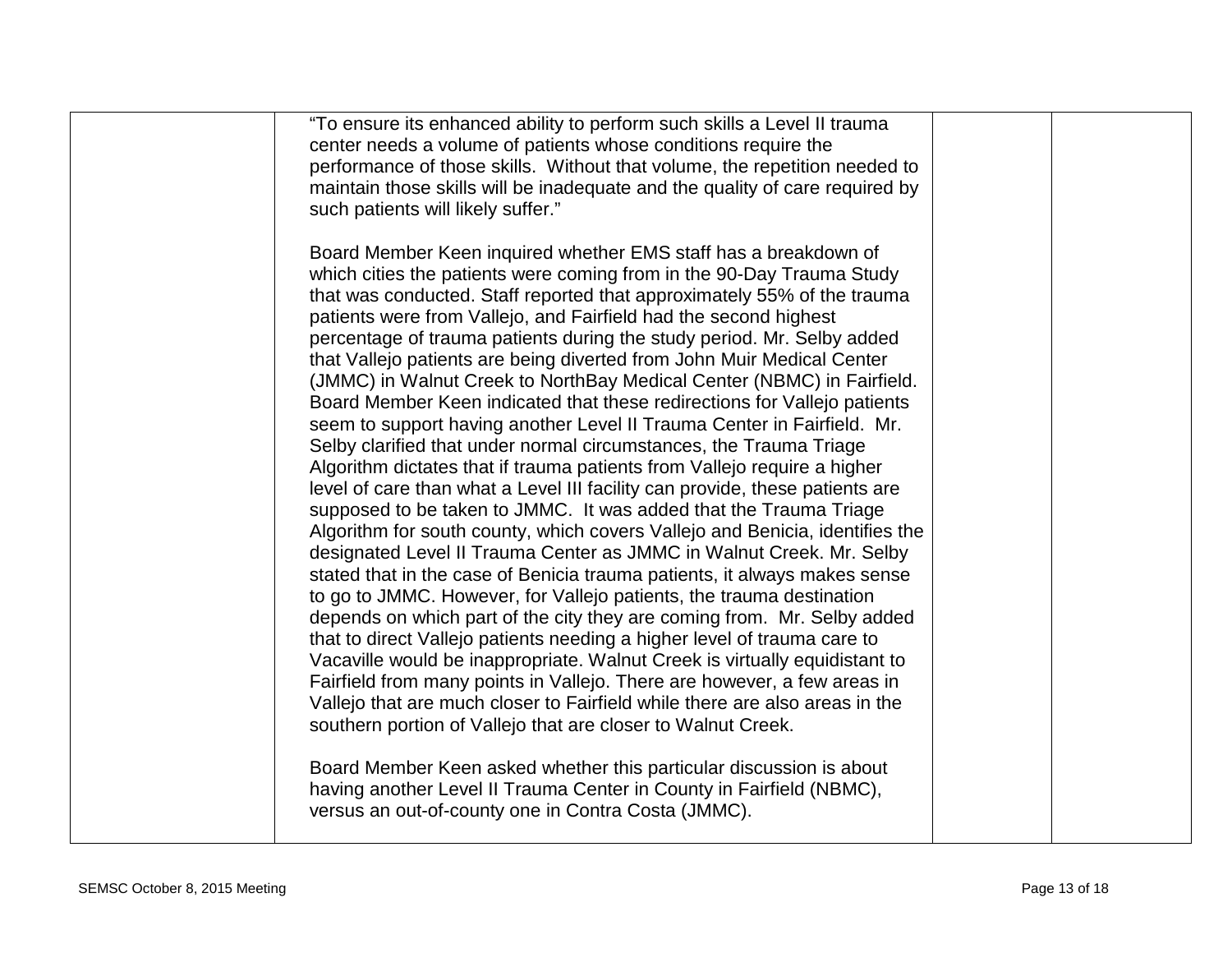| | | | |
|---|---|---|---|
| | "To ensure its enhanced ability to perform such skills a Level II trauma center needs a volume of patients whose conditions require the performance of those skills. Without that volume, the repetition needed to maintain those skills will be inadequate and the quality of care required by such patients will likely suffer."<br><br>Board Member Keen inquired whether EMS staff has a breakdown of which cities the patients were coming from in the 90-Day Trauma Study that was conducted. Staff reported that approximately 55% of the trauma patients were from Vallejo, and Fairfield had the second highest percentage of trauma patients during the study period. Mr. Selby added that Vallejo patients are being diverted from John Muir Medical Center (JMMC) in Walnut Creek to NorthBay Medical Center (NBMC) in Fairfield. Board Member Keen indicated that these redirections for Vallejo patients seem to support having another Level II Trauma Center in Fairfield. Mr. Selby clarified that under normal circumstances, the Trauma Triage Algorithm dictates that if trauma patients from Vallejo require a higher level of care than what a Level III facility can provide, these patients are supposed to be taken to JMMC. It was added that the Trauma Triage Algorithm for south county, which covers Vallejo and Benicia, identifies the designated Level II Trauma Center as JMMC in Walnut Creek. Mr. Selby stated that in the case of Benicia trauma patients, it always makes sense to go to JMMC. However, for Vallejo patients, the trauma destination depends on which part of the city they are coming from. Mr. Selby added that to direct Vallejo patients needing a higher level of trauma care to Vacaville would be inappropriate. Walnut Creek is virtually equidistant to Fairfield from many points in Vallejo. There are however, a few areas in Vallejo that are much closer to Fairfield while there are also areas in the southern portion of Vallejo that are closer to Walnut Creek.<br><br>Board Member Keen asked whether this particular discussion is about having another Level II Trauma Center in County in Fairfield (NBMC), versus an out-of-county one in Contra Costa (JMMC). | | |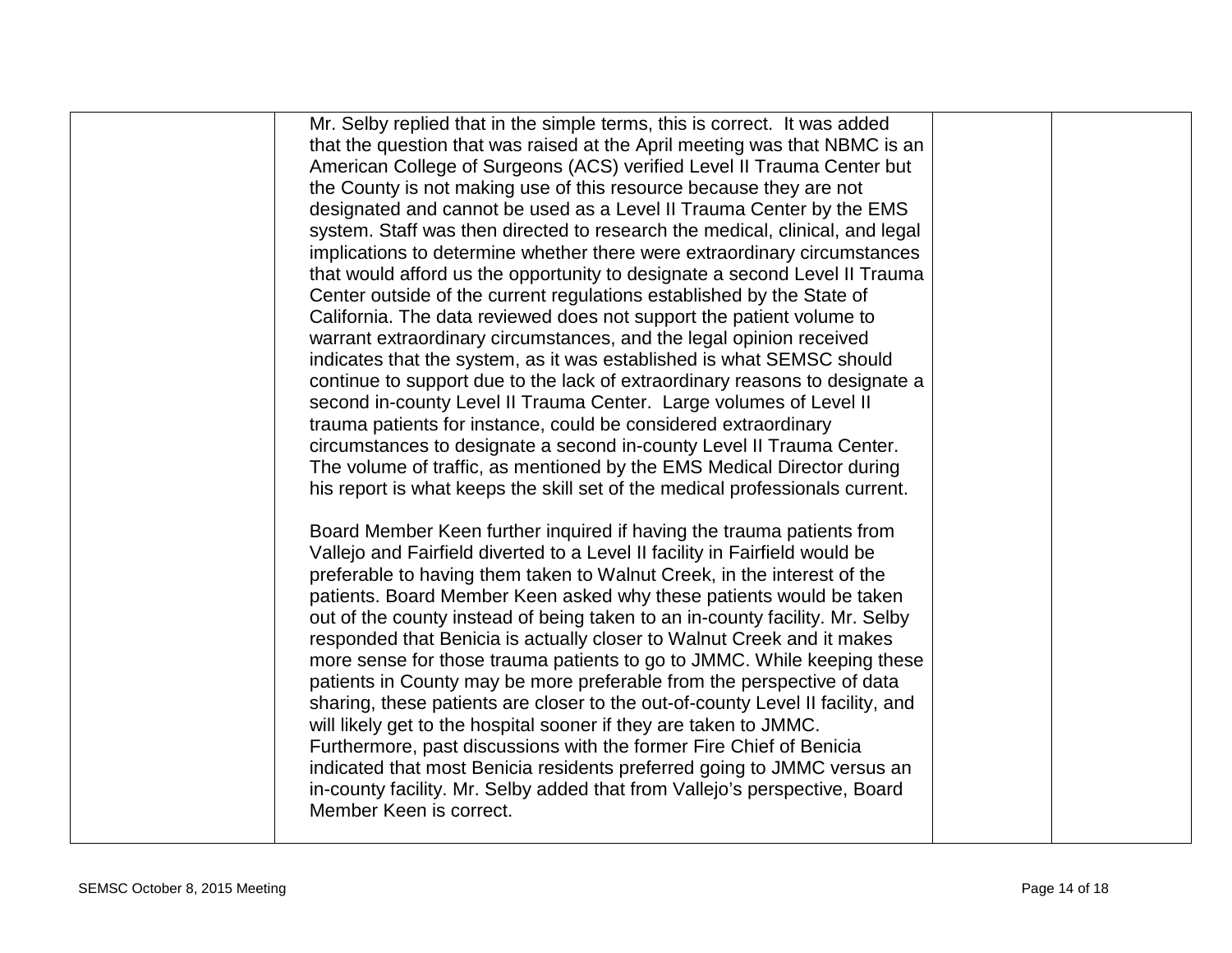| | | | |
|---|---|---|---|
| | Mr. Selby replied that in the simple terms, this is correct. It was added that the question that was raised at the April meeting was that NBMC is an American College of Surgeons (ACS) verified Level II Trauma Center but the County is not making use of this resource because they are not designated and cannot be used as a Level II Trauma Center by the EMS system. Staff was then directed to research the medical, clinical, and legal implications to determine whether there were extraordinary circumstances that would afford us the opportunity to designate a second Level II Trauma Center outside of the current regulations established by the State of California. The data reviewed does not support the patient volume to warrant extraordinary circumstances, and the legal opinion received indicates that the system, as it was established is what SEMSC should continue to support due to the lack of extraordinary reasons to designate a second in-county Level II Trauma Center. Large volumes of Level II trauma patients for instance, could be considered extraordinary circumstances to designate a second in-county Level II Trauma Center. The volume of traffic, as mentioned by the EMS Medical Director during his report is what keeps the skill set of the medical professionals current.<br><br>Board Member Keen further inquired if having the trauma patients from Vallejo and Fairfield diverted to a Level II facility in Fairfield would be preferable to having them taken to Walnut Creek, in the interest of the patients. Board Member Keen asked why these patients would be taken out of the county instead of being taken to an in-county facility. Mr. Selby responded that Benicia is actually closer to Walnut Creek and it makes more sense for those trauma patients to go to JMMC. While keeping these patients in County may be more preferable from the perspective of data sharing, these patients are closer to the out-of-county Level II facility, and will likely get to the hospital sooner if they are taken to JMMC. Furthermore, past discussions with the former Fire Chief of Benicia indicated that most Benicia residents preferred going to JMMC versus an in-county facility. Mr. Selby added that from Vallejo's perspective, Board Member Keen is correct. | | |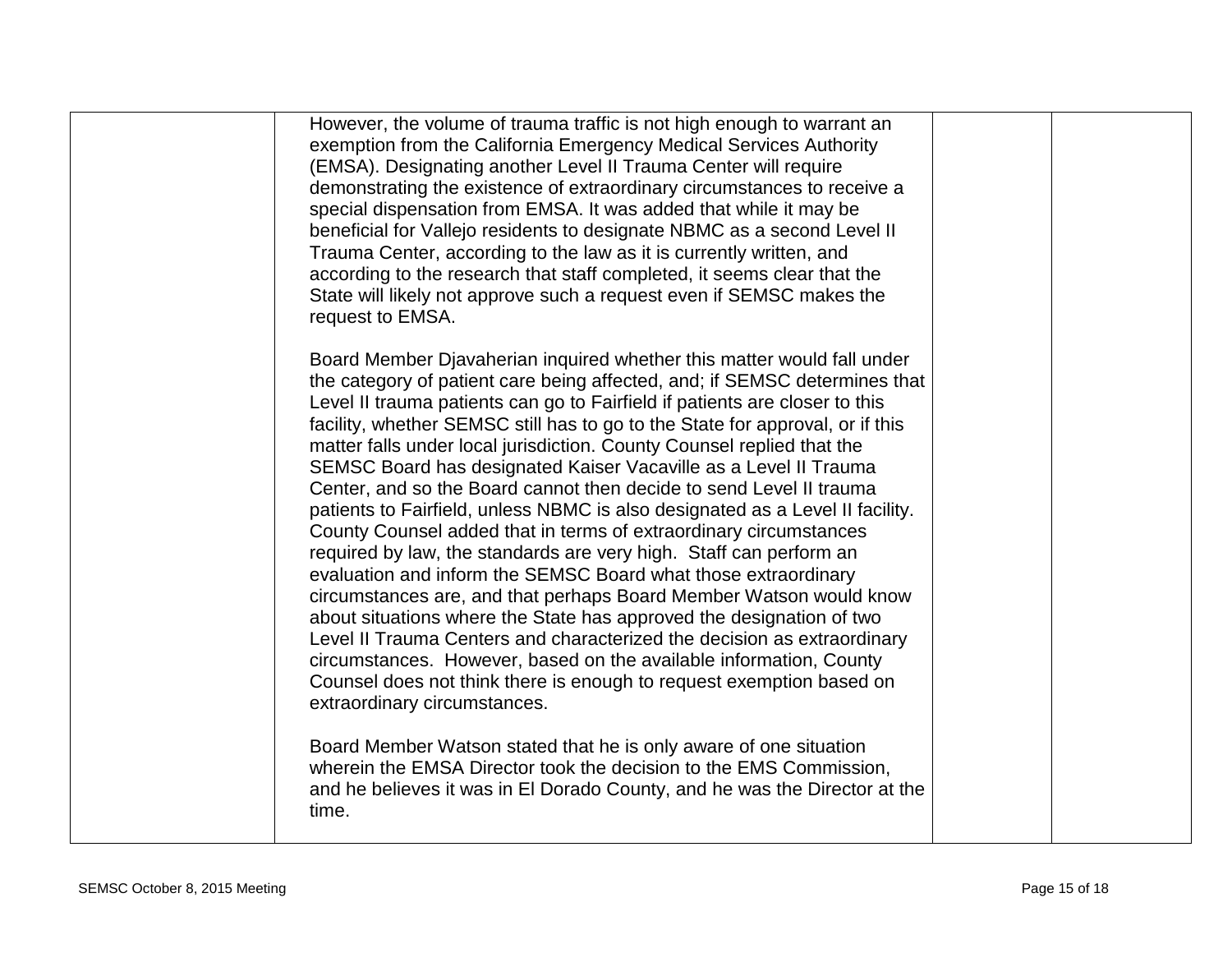| | | | |
|---|---|---|---|
| | However, the volume of trauma traffic is not high enough to warrant an exemption from the California Emergency Medical Services Authority (EMSA). Designating another Level II Trauma Center will require demonstrating the existence of extraordinary circumstances to receive a special dispensation from EMSA. It was added that while it may be beneficial for Vallejo residents to designate NBMC as a second Level II Trauma Center, according to the law as it is currently written, and according to the research that staff completed, it seems clear that the State will likely not approve such a request even if SEMSC makes the request to EMSA.<br><br>Board Member Djavaherian inquired whether this matter would fall under the category of patient care being affected, and; if SEMSC determines that Level II trauma patients can go to Fairfield if patients are closer to this facility, whether SEMSC still has to go to the State for approval, or if this matter falls under local jurisdiction. County Counsel replied that the SEMSC Board has designated Kaiser Vacaville as a Level II Trauma Center, and so the Board cannot then decide to send Level II trauma patients to Fairfield, unless NBMC is also designated as a Level II facility. County Counsel added that in terms of extraordinary circumstances required by law, the standards are very high. Staff can perform an evaluation and inform the SEMSC Board what those extraordinary circumstances are, and that perhaps Board Member Watson would know about situations where the State has approved the designation of two Level II Trauma Centers and characterized the decision as extraordinary circumstances. However, based on the available information, County Counsel does not think there is enough to request exemption based on extraordinary circumstances.<br><br>Board Member Watson stated that he is only aware of one situation wherein the EMSA Director took the decision to the EMS Commission, and he believes it was in El Dorado County, and he was the Director at the time. | | |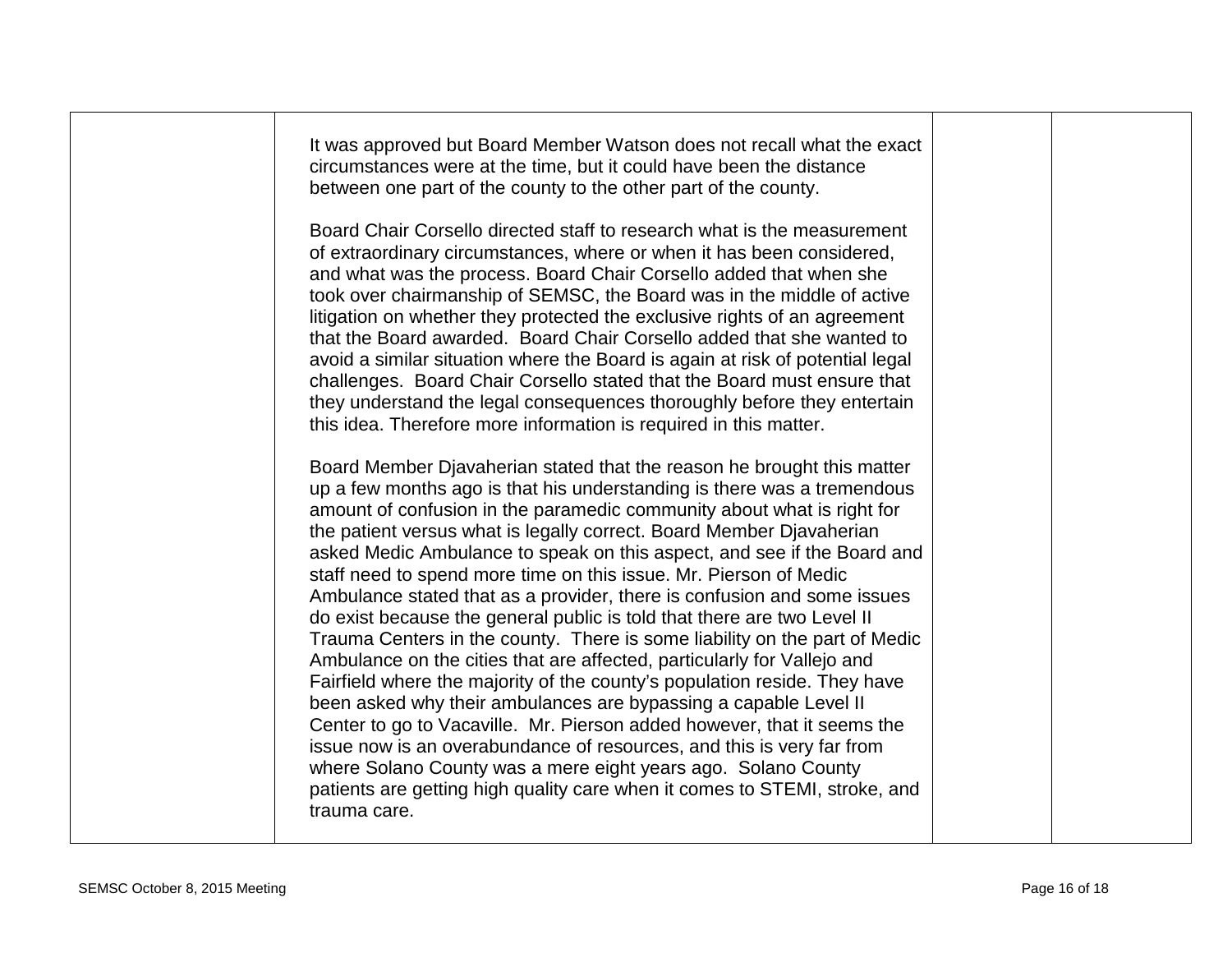| | | | |
|---|---|---|---|
| | It was approved but Board Member Watson does not recall what the exact circumstances were at the time, but it could have been the distance between one part of the county to the other part of the county.<br><br>Board Chair Corsello directed staff to research what is the measurement of extraordinary circumstances, where or when it has been considered, and what was the process. Board Chair Corsello added that when she took over chairmanship of SEMSC, the Board was in the middle of active litigation on whether they protected the exclusive rights of an agreement that the Board awarded. Board Chair Corsello added that she wanted to avoid a similar situation where the Board is again at risk of potential legal challenges. Board Chair Corsello stated that the Board must ensure that they understand the legal consequences thoroughly before they entertain this idea. Therefore more information is required in this matter.<br><br>Board Member Djavaherian stated that the reason he brought this matter up a few months ago is that his understanding is there was a tremendous amount of confusion in the paramedic community about what is right for the patient versus what is legally correct. Board Member Djavaherian asked Medic Ambulance to speak on this aspect, and see if the Board and staff need to spend more time on this issue. Mr. Pierson of Medic Ambulance stated that as a provider, there is confusion and some issues do exist because the general public is told that there are two Level II Trauma Centers in the county. There is some liability on the part of Medic Ambulance on the cities that are affected, particularly for Vallejo and Fairfield where the majority of the county's population reside. They have been asked why their ambulances are bypassing a capable Level II Center to go to Vacaville. Mr. Pierson added however, that it seems the issue now is an overabundance of resources, and this is very far from where Solano County was a mere eight years ago. Solano County patients are getting high quality care when it comes to STEMI, stroke, and trauma care. | | |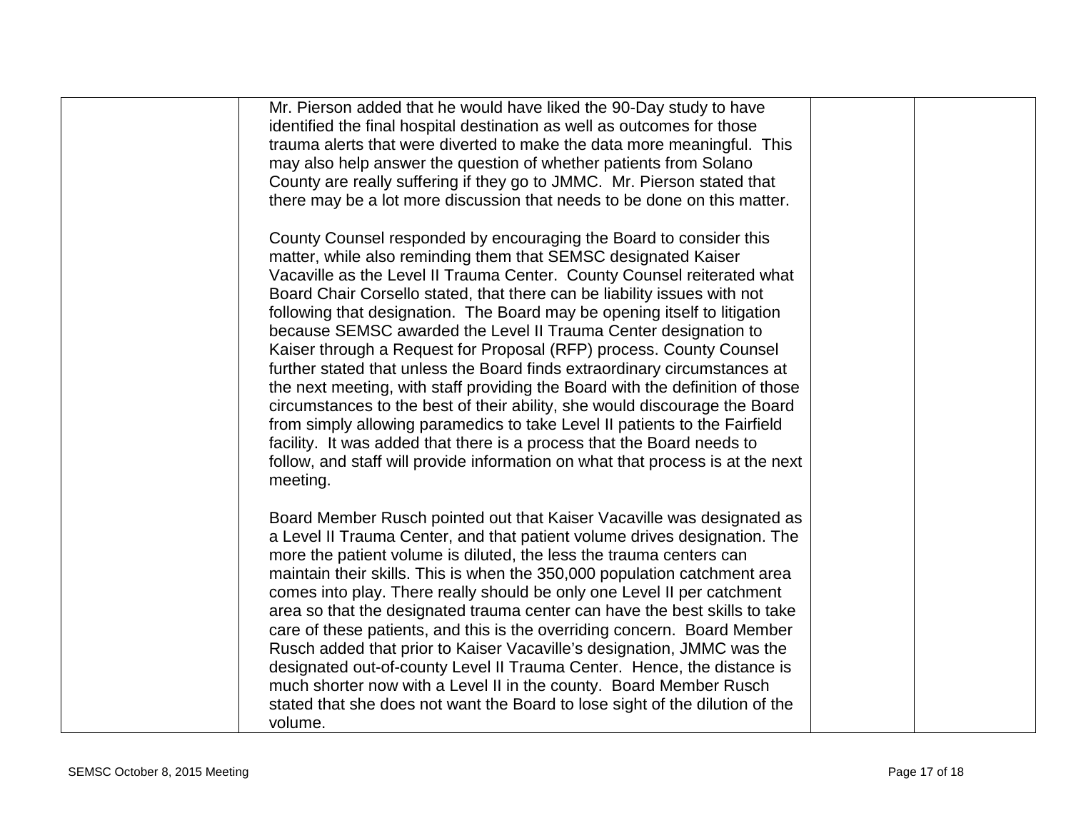| | | | |
|---|---|---|---|
| | Mr. Pierson added that he would have liked the 90-Day study to have identified the final hospital destination as well as outcomes for those trauma alerts that were diverted to make the data more meaningful. This may also help answer the question of whether patients from Solano County are really suffering if they go to JMMC. Mr. Pierson stated that there may be a lot more discussion that needs to be done on this matter.<br><br>County Counsel responded by encouraging the Board to consider this matter, while also reminding them that SEMSC designated Kaiser Vacaville as the Level II Trauma Center. County Counsel reiterated what Board Chair Corsello stated, that there can be liability issues with not following that designation. The Board may be opening itself to litigation because SEMSC awarded the Level II Trauma Center designation to Kaiser through a Request for Proposal (RFP) process. County Counsel further stated that unless the Board finds extraordinary circumstances at the next meeting, with staff providing the Board with the definition of those circumstances to the best of their ability, she would discourage the Board from simply allowing paramedics to take Level II patients to the Fairfield facility. It was added that there is a process that the Board needs to follow, and staff will provide information on what that process is at the next meeting.<br><br>Board Member Rusch pointed out that Kaiser Vacaville was designated as a Level II Trauma Center, and that patient volume drives designation. The more the patient volume is diluted, the less the trauma centers can maintain their skills. This is when the 350,000 population catchment area comes into play. There really should be only one Level II per catchment area so that the designated trauma center can have the best skills to take care of these patients, and this is the overriding concern. Board Member Rusch added that prior to Kaiser Vacaville's designation, JMMC was the designated out-of-county Level II Trauma Center. Hence, the distance is much shorter now with a Level II in the county. Board Member Rusch stated that she does not want the Board to lose sight of the dilution of the volume. | | |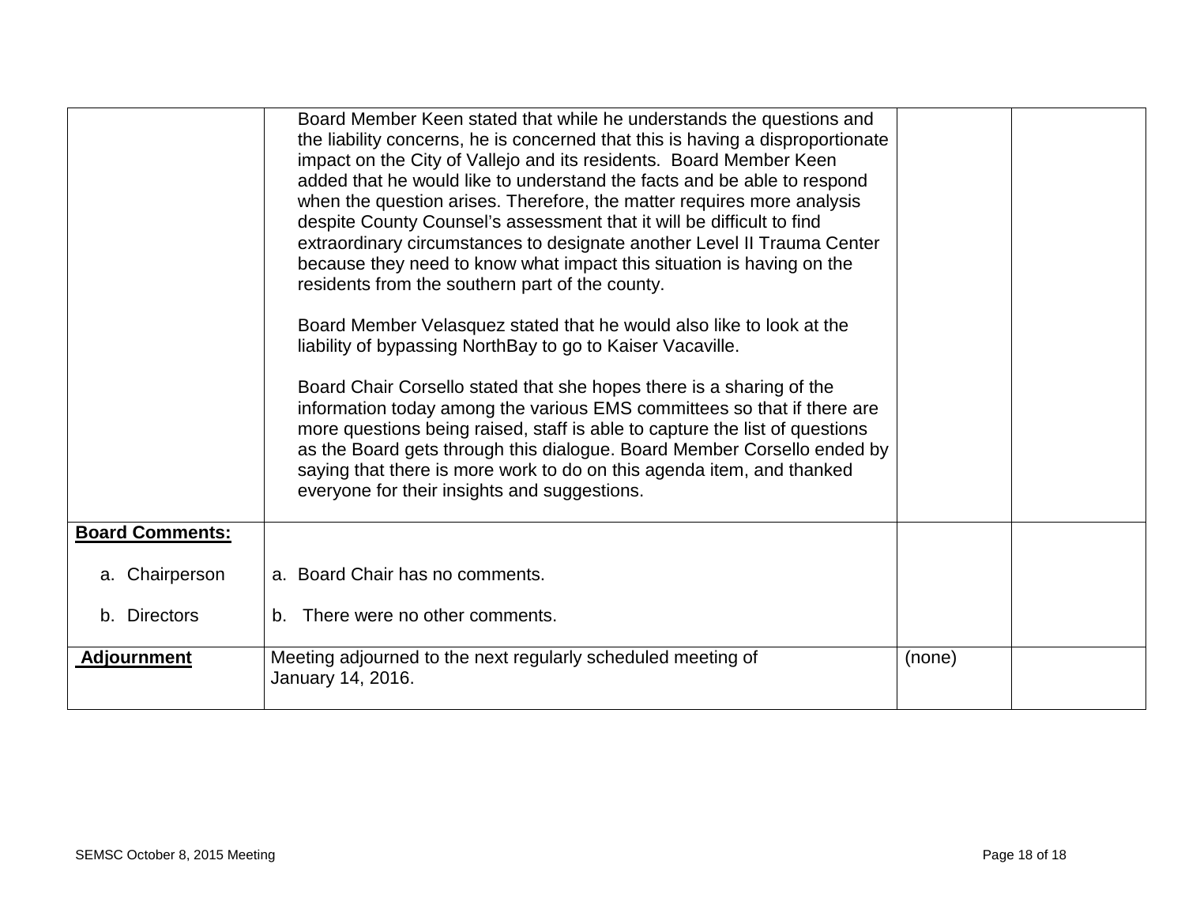| | | | |
|---|---|---|---|
| | Board Member Keen stated that while he understands the questions and the liability concerns, he is concerned that this is having a disproportionate impact on the City of Vallejo and its residents. Board Member Keen added that he would like to understand the facts and be able to respond when the question arises. Therefore, the matter requires more analysis despite County Counsel's assessment that it will be difficult to find extraordinary circumstances to designate another Level II Trauma Center because they need to know what impact this situation is having on the residents from the southern part of the county.<br><br>Board Member Velasquez stated that he would also like to look at the liability of bypassing NorthBay to go to Kaiser Vacaville.<br><br>Board Chair Corsello stated that she hopes there is a sharing of the information today among the various EMS committees so that if there are more questions being raised, staff is able to capture the list of questions as the Board gets through this dialogue. Board Member Corsello ended by saying that there is more work to do on this agenda item, and thanked everyone for their insights and suggestions. | | |
| **Board Comments:**<br><br>a. Chairperson<br><br>b. Directors | <br><br>a. Board Chair has no comments.<br><br>b. There were no other comments. | | |
| **Adjournment** | Meeting adjourned to the next regularly scheduled meeting of January 14, 2016. | (none) | |